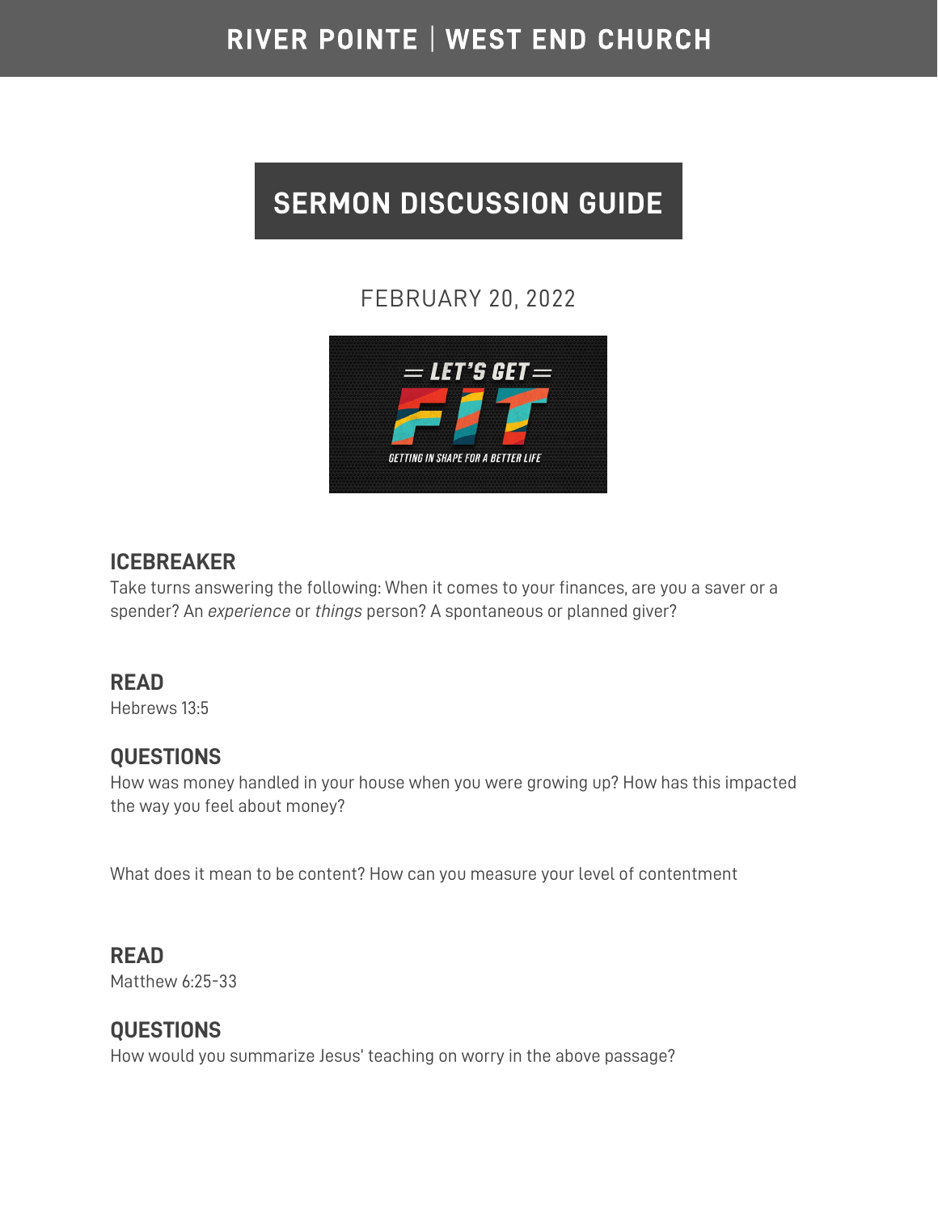RIVER POINTE | WEST END CHURCH

# SERMON DISCUSSION GUIDE

FEBRUARY 20, 2022

## ICEBREAKER

Take turns answering the following: When it comes to your finances, are you a saver or a spender? An *experience* or *things* person? A spontaneous or planned giver?

## READ

Hebrews 13:5

## QUESTIONS

How was money handled in your house when you were growing up? How has this impacted the way you feel about money?

What does it mean to be content? How can you measure your level of contentment

## READ

Matthew 6:25-33

## QUESTIONS

How would you summarize Jesus' teaching on worry in the above passage?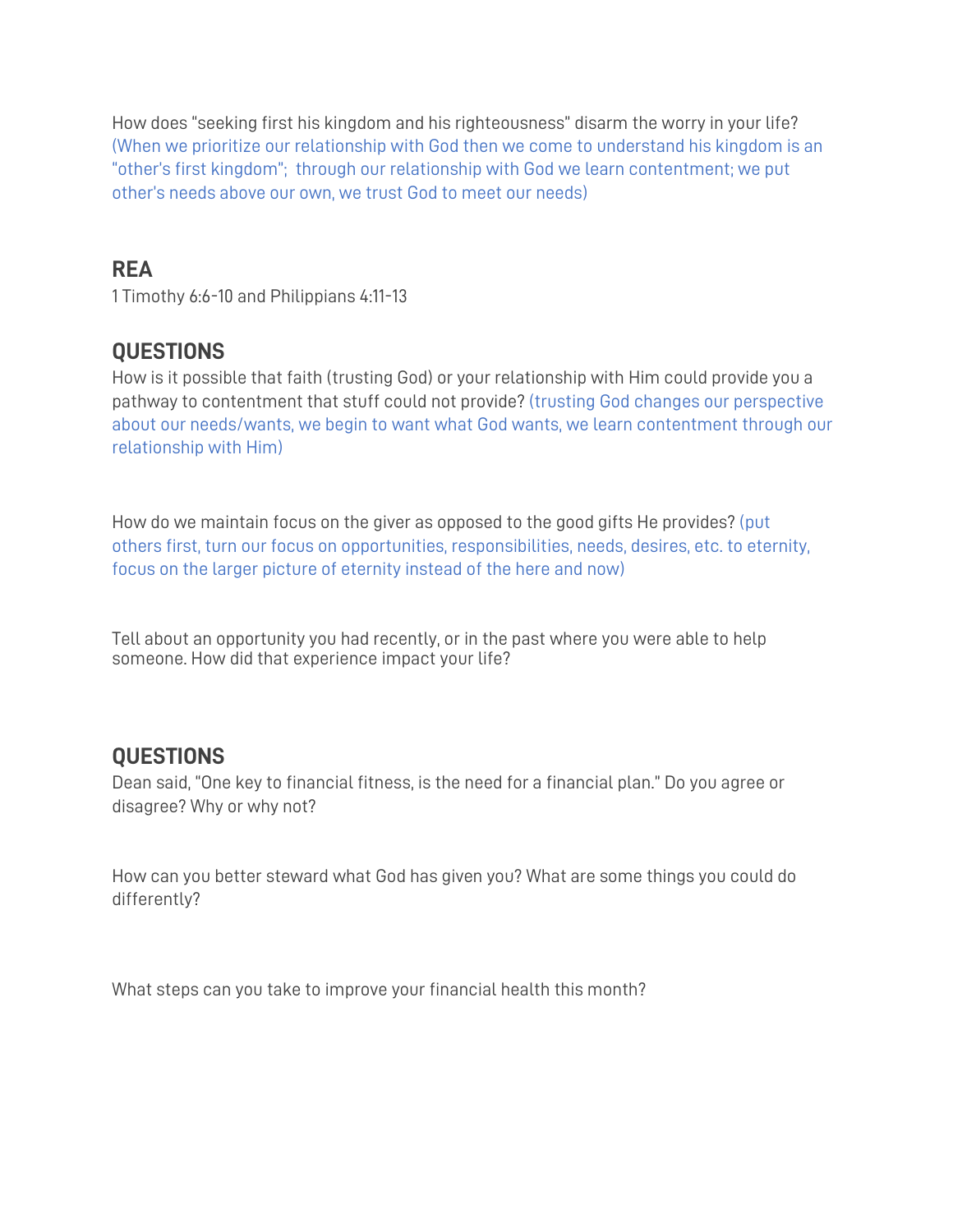How does "seeking first his kingdom and his righteousness" disarm the worry in your life? (When we prioritize our relationship with God then we come to understand his kingdom is an "other's first kingdom"; through our relationship with God we learn contentment; we put other's needs above our own, we trust God to meet our needs)

## REA

1 Timothy 6:6-10 and Philippians 4:11-13

## QUESTIONS

How is it possible that faith (trusting God) or your relationship with Him could provide you a pathway to contentment that stuff could not provide? (trusting God changes our perspective about our needs/wants, we begin to want what God wants, we learn contentment through our relationship with Him)

How do we maintain focus on the giver as opposed to the good gifts He provides? (put others first, turn our focus on opportunities, responsibilities, needs, desires, etc. to eternity, focus on the larger picture of eternity instead of the here and now)

Tell about an opportunity you had recently, or in the past where you were able to help someone. How did that experience impact your life?

## QUESTIONS

Dean said, "One key to financial fitness, is the need for a financial plan." Do you agree or disagree? Why or why not?

How can you better steward what God has given you? What are some things you could do differently?

What steps can you take to improve your financial health this month?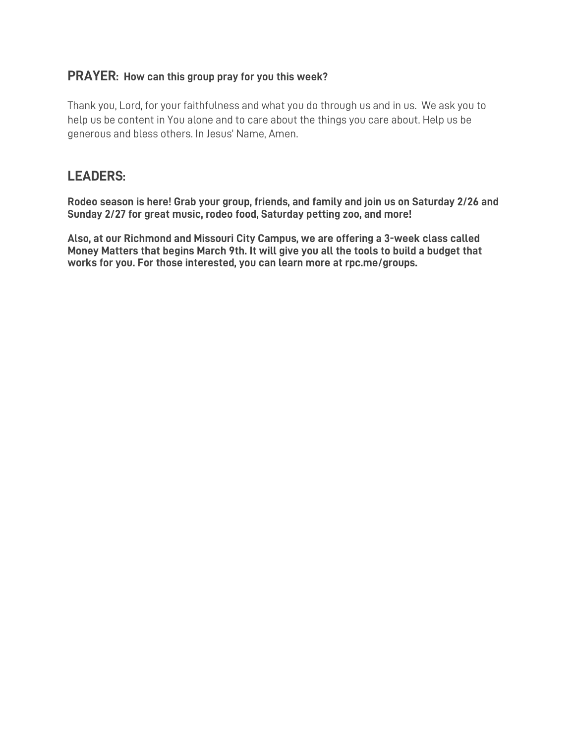## **PRAYER**: **How can this group pray for you this week?**

Thank you, Lord, for your faithfulness and what you do through us and in us. We ask you to help us be content in You alone and to care about the things you care about. Help us be generous and bless others. In Jesus' Name, Amen.

## **LEADERS**:

**Rodeo season is here! Grab your group, friends, and family and join us on Saturday 2/26 and Sunday 2/27 for great music, rodeo food, Saturday petting zoo, and more!**

**Also, at our Richmond and Missouri City Campus, we are offering a 3-week class called Money Matters that begins March 9th. It will give you all the tools to build a budget that works for you. For those interested, you can learn more at rpc.me/groups.**